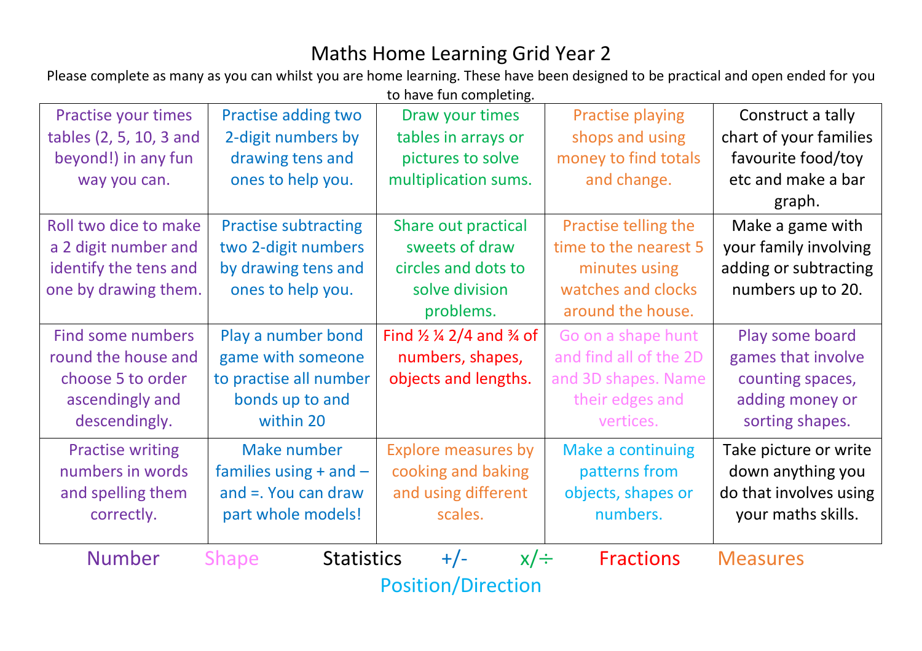# Maths Home Learning Grid Year 2

Please complete as many as you can whilst you are home learning. These have been designed to be practical and open ended for you to have fun completing.

| | | | | |
|---|---|---|---|---|
| Practise your times tables (2, 5, 10, 3 and beyond!) in any fun way you can. | Practise adding two 2-digit numbers by drawing tens and ones to help you. | Draw your times tables in arrays or pictures to solve multiplication sums. | Practise playing shops and using money to find totals and change. | Construct a tally chart of your families favourite food/toy etc and make a bar graph. |
| Roll two dice to make a 2 digit number and identify the tens and one by drawing them. | Practise subtracting two 2-digit numbers by drawing tens and ones to help you. | Share out practical sweets of draw circles and dots to solve division problems. | Practise telling the time to the nearest 5 minutes using watches and clocks around the house. | Make a game with your family involving adding or subtracting numbers up to 20. |
| Find some numbers round the house and choose 5 to order ascendingly and descendingly. | Play a number bond game with someone to practise all number bonds up to and within 20 | Find ½ ¼ 2/4 and ¾ of numbers, shapes, objects and lengths. | Go on a shape hunt and find all of the 2D and 3D shapes. Name their edges and vertices. | Play some board games that involve counting spaces, adding money or sorting shapes. |
| Practise writing numbers in words and spelling them correctly. | Make number families using + and – and =. You can draw part whole models! | Explore measures by cooking and baking and using different scales. | Make a continuing patterns from objects, shapes or numbers. | Take picture or write down anything you do that involves using your maths skills. |

Number Shape Statistics +/- x/÷ Fractions Measures Position/Direction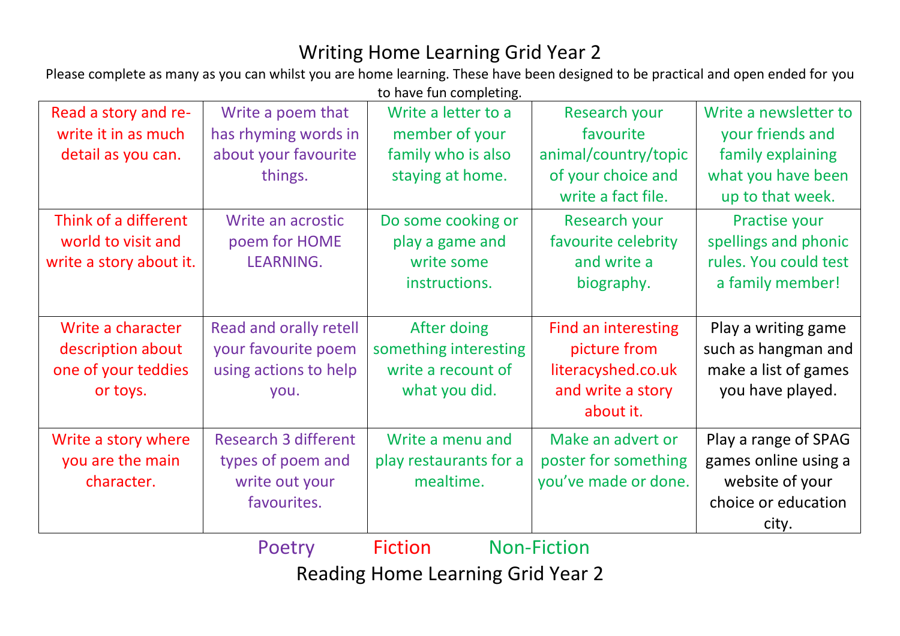# Writing Home Learning Grid Year 2

Please complete as many as you can whilst you are home learning. These have been designed to be practical and open ended for you to have fun completing.

| | | | | |
|---|---|---|---|---|
| Read a story and re-write it in as much detail as you can. | Write a poem that has rhyming words in about your favourite things. | Write a letter to a member of your family who is also staying at home. | Research your favourite animal/country/topic of your choice and write a fact file. | Write a newsletter to your friends and family explaining what you have been up to that week. |
| Think of a different world to visit and write a story about it. | Write an acrostic poem for HOME LEARNING. | Do some cooking or play a game and write some instructions. | Research your favourite celebrity and write a biography. | Practise your spellings and phonic rules. You could test a family member! |
| Write a character description about one of your teddies or toys. | Read and orally retell your favourite poem using actions to help you. | After doing something interesting write a recount of what you did. | Find an interesting picture from literacyshed.co.uk and write a story about it. | Play a writing game such as hangman and make a list of games you have played. |
| Write a story where you are the main character. | Research 3 different types of poem and write out your favourites. | Write a menu and play restaurants for a mealtime. | Make an advert or poster for something you've made or done. | Play a range of SPAG games online using a website of your choice or education city. |

Poetry Fiction Non-Fiction

# Reading Home Learning Grid Year 2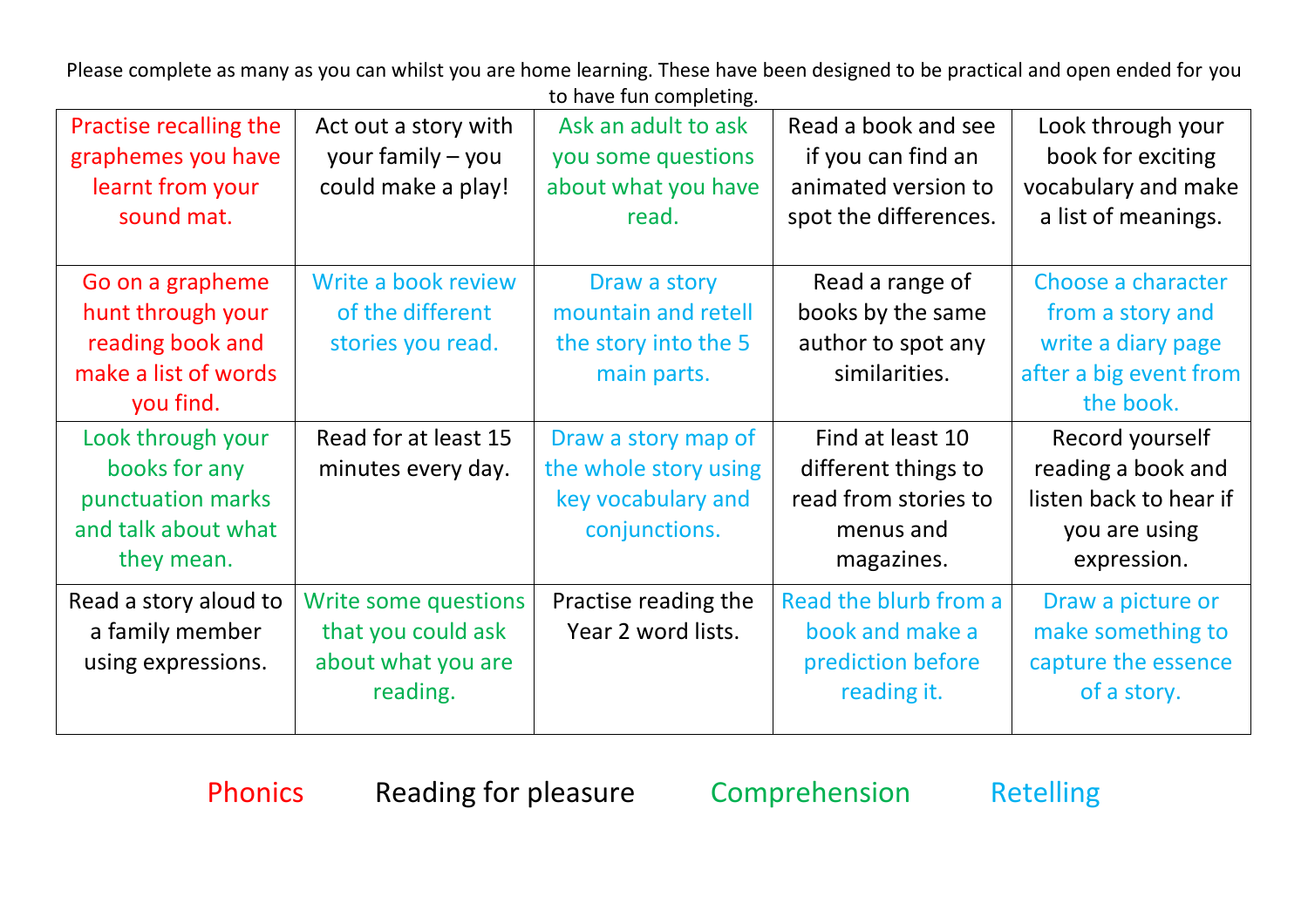Please complete as many as you can whilst you are home learning. These have been designed to be practical and open ended for you to have fun completing.

| | | | | |
|---|---|---|---|---|
| Practise recalling the graphemes you have learnt from your sound mat. | Act out a story with your family – you could make a play! | Ask an adult to ask you some questions about what you have read. | Read a book and see if you can find an animated version to spot the differences. | Look through your book for exciting vocabulary and make a list of meanings. |
| Go on a grapheme hunt through your reading book and make a list of words you find. | Write a book review of the different stories you read. | Draw a story mountain and retell the story into the 5 main parts. | Read a range of books by the same author to spot any similarities. | Choose a character from a story and write a diary page after a big event from the book. |
| Look through your books for any punctuation marks and talk about what they mean. | Read for at least 15 minutes every day. | Draw a story map of the whole story using key vocabulary and conjunctions. | Find at least 10 different things to read from stories to menus and magazines. | Record yourself reading a book and listen back to hear if you are using expression. |
| Read a story aloud to a family member using expressions. | Write some questions that you could ask about what you are reading. | Practise reading the Year 2 word lists. | Read the blurb from a book and make a prediction before reading it. | Draw a picture or make something to capture the essence of a story. |

Phonics    Reading for pleasure    Comprehension    Retelling